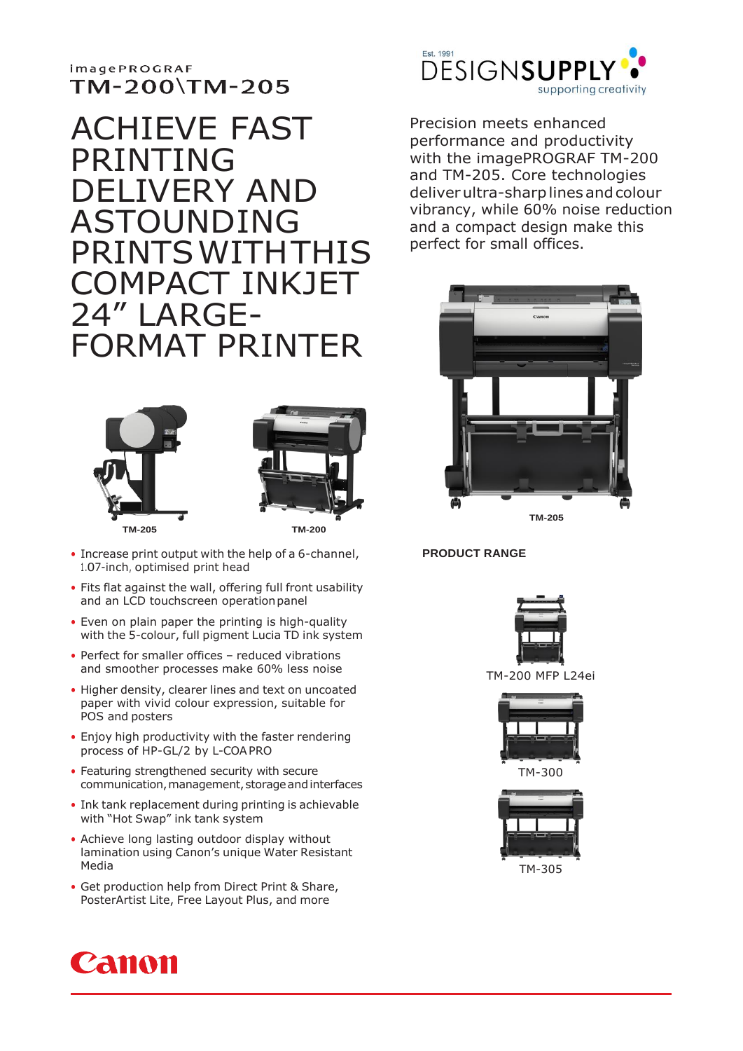imagePROGRAF
# TM-200\TM-205

## ACHIEVE FAST PRINTING DELIVERY AND ASTOUNDING PRINTS WITH THIS COMPACT INKJET 24” LARGE-FORMAT PRINTER

Precision meets enhanced performance and productivity with the imagePROGRAF TM-200 and TM-205. Core technologies deliver ultra-sharp lines and colour vibrancy, while 60% noise reduction and a compact design make this perfect for small offices.

TM-205

TM-200

TM-205

- Increase print output with the help of a 6-channel, 1.07-inch, optimised print head
- Fits flat against the wall, offering full front usability and an LCD touchscreen operation panel
- Even on plain paper the printing is high-quality with the 5-colour, full pigment Lucia TD ink system
- Perfect for smaller offices – reduced vibrations and smoother processes make 60% less noise
- Higher density, clearer lines and text on uncoated paper with vivid colour expression, suitable for POS and posters
- Enjoy high productivity with the faster rendering process of HP-GL/2 by L-COA PRO
- Featuring strengthened security with secure communication, management, storage and interfaces
- Ink tank replacement during printing is achievable with “Hot Swap” ink tank system
- Achieve long lasting outdoor display without lamination using Canon’s unique Water Resistant Media
- Get production help from Direct Print & Share, PosterArtist Lite, Free Layout Plus, and more

**PRODUCT RANGE**

TM-200 MFP L24ei

TM-300

TM-305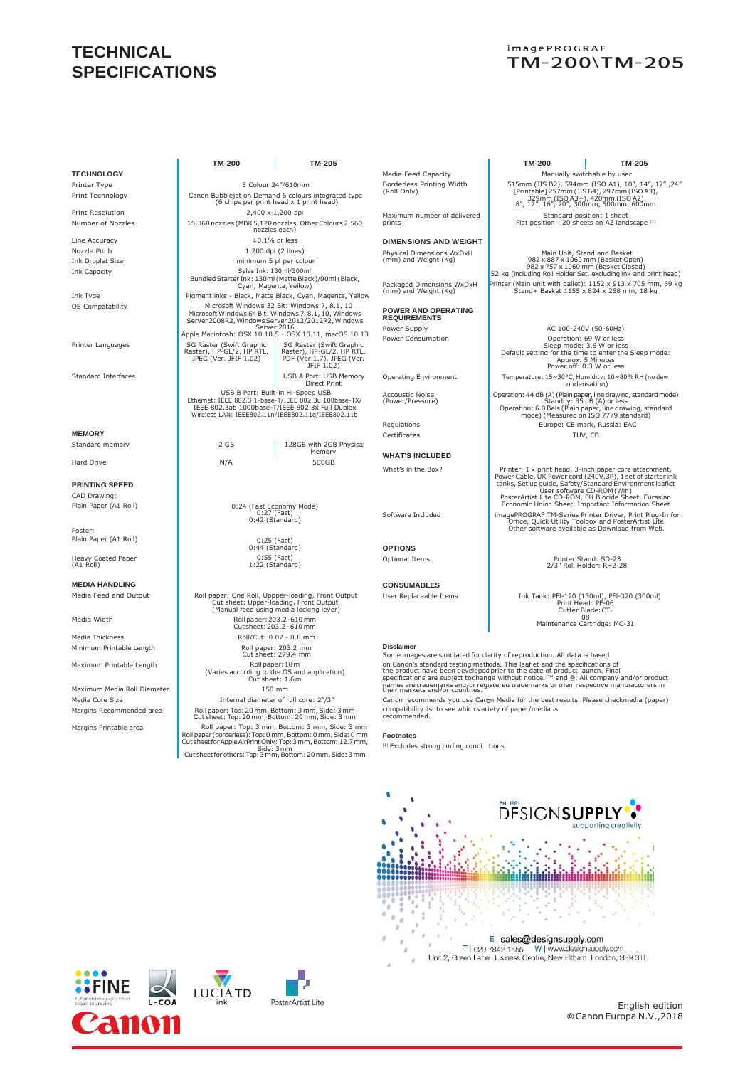# TECHNICAL SPECIFICATIONS

imagePROGRAF
TM-200\TM-205

| | TM-200 | TM-205 |
|---|---|---|
| **TECHNOLOGY** | | |
| Printer Type | 5 Colour 24"/610mm | |
| Print Technology | Canon Bubblejet on Demand 6 colours integrated type (6 chips per print head x 1 print head) | |
| Print Resolution | 2,400 x 1,200 dpi | |
| Number of Nozzles | 15,360 nozzles (MBK 5,120 nozzles, Other Colours 2,560 nozzles each) | |
| Line Accuracy | ±0.1% or less | |
| Nozzle Pitch | 1,200 dpi (2 lines) | |
| Ink Droplet Size | minimum 5 pl per colour | |
| Ink Capacity | Sales Ink: 130ml/300ml<br>Bundled Starter Ink: 130ml (Matte Black)/90ml (Black, Cyan, Magenta, Yellow) | |
| Ink Type | Pigment inks - Black, Matte Black, Cyan, Magenta, Yellow | |
| OS Compatability | Microsoft Windows 32 Bit: Windows 7, 8.1, 10<br>Microsoft Windows 64 Bit: Windows 7, 8.1, 10, Windows Server 2008R2, Windows Server 2012/2012R2, Windows Server 2016<br>Apple Macintosh: OSX 10.10.5 - OSX 10.11, macOS 10.13 | |
| Printer Languages | SG Raster (Swift Graphic Raster), HP-GL/2, HP RTL, JPEG (Ver. JFIF 1.02) | SG Raster (Swift Graphic Raster), HP-GL/2, HP RTL, PDF (Ver.1.7), JPEG (Ver. JFIF 1.02) |
| Standard Interfaces | | USB A Port: USB Memory Direct Print |
| | USB B Port: Built-in Hi-Speed USB<br>Ethernet: IEEE 802.3 1-base-T/IEEE 802.3u 100base-TX/ IEEE 802.3ab 1000base-T/IEEE 802.3x Full Duplex<br>Wireless LAN: IEEE802.11n/IEEE802.11g/IEEE802.11b | |
| **MEMORY** | | |
| Standard memory | 2 GB | 128GB with 2GB Physical Memory |
| Hard Drive | N/A | 500GB |
| **PRINTING SPEED** | | |
| CAD Drawing:<br>Plain Paper (A1 Roll) | 0:24 (Fast Economy Mode)<br>0:27 (Fast)<br>0:42 (Standard) | |
| Poster:<br>Plain Paper (A1 Roll) | 0:25 (Fast)<br>0:44 (Standard) | |
| Heavy Coated Paper (A1 Roll) | 0:55 (Fast)<br>1:22 (Standard) | |
| **MEDIA HANDLING** | | |
| Media Feed and Output | Roll paper: One Roll, Uppper-loading, Front Output<br>Cut sheet: Upper-loading, Front Output<br>(Manual feed using media locking lever) | |
| Media Width | Roll paper: 203.2 -610 mm<br>Cut sheet: 203.2 -610 mm | |
| Media Thickness | Roll/Cut: 0.07 - 0.8 mm | |
| Minimum Printable Length | Roll paper: 203.2 mm<br>Cut sheet: 279.4 mm | |
| Maximum Printable Length | Roll paper: 18 m<br>(Varies according to the OS and application)<br>Cut sheet: 1.6 m | |
| Maximum Media Roll Diameter | 150 mm | |
| Media Core Size | Internal diameter of roll core: 2"/3" | |
| Margins Recommended area | Roll paper: Top: 20 mm, Bottom: 3 mm, Side: 3 mm<br>Cut sheet: Top: 20 mm, Bottom: 20 mm, Side: 3 mm | |
| Margins Printable area | Roll paper: Top: 3 mm, Bottom: 3 mm, Side: 3 mm<br>Roll paper (borderless): Top: 0 mm, Bottom: 0 mm, Side: 0 mm<br>Cut sheet for Apple AirPrint Only: Top: 3 mm, Bottom: 12.7 mm, Side: 3 mm<br>Cut sheet for others: Top: 3 mm, Bottom: 20 mm, Side: 3 mm | |

| | TM-200 | TM-205 |
|---|---|---|
| Media Feed Capacity | Manually switchable by user | |
| Borderless Printing Width (Roll Only) | 515mm (JIS B2), 594mm (ISO A1), 10", 14", 17", 24" [Printable] 257mm (JIS B4), 297mm (ISO A3), 329mm (ISO A3+), 420mm (ISO A2), 8", 12", 16", 20", 300mm, 600mm | |
| Maximum number of delivered prints | Standard position: 1 sheet<br>Flat position - 20 sheets on A2 landscape [1] | |
| **DIMENSIONS AND WEIGHT** | | |
| Physical Dimensions WxDxH (mm) and Weight (Kg) | Main Unit, Stand and Basket<br>982 x 887 x 1060 mm (Basket Open)<br>982 x 757 x 1060 mm (Basket Closed)<br>52 kg (including Roll Holder Set, excluding ink and print head) | |
| Packaged Dimensions WxDxH (mm) and Weight (Kg) | Printer (Main unit with pallet): 1152 x 913 x 705 mm, 69 kg<br>Stand+ Basket 1155 x 824 x 268 mm, 18 kg | |
| **POWER AND OPERATING REQUIREMENTS** | | |
| Power Supply | AC 100-240V (50-60Hz) | |
| Power Consumption | Operation: 69 W or less<br>Sleep mode: 3.6 W or less<br>Default setting for the time to enter the Sleep mode: Approx. 5 Minutes<br>Power off: 0.3 W or less | |
| Operating Environment | Temperature: 15~30°C, Humidity: 10~80% RH (no dew condensation) | |
| Accoustic Noise (Power/Pressure) | Operation: 44 dB (A) (Plain paper, line drawing, standard mode)<br>Standby: 35 dB (A) or less<br>Operation: 6.0 Bels (Plain paper, line drawing, standard mode) (Measured on ISO 7779 standard) | |
| Regulations | Europe: CE mark, Russia: EAC | |
| Certificates | TUV, CB | |
| **WHAT'S INCLUDED** | | |
| What's in the Box? | Printer, 1 x print head, 3-inch paper core attachment, Power Cable, UK Power cord (240V, 3P), 1 set of starter ink tanks, Set up guide, Safety/Standard Environment leaflet User software CD-ROM (Win)<br>PosterArtist Lite CD-ROM, EU Biocide Sheet, Eurasian Economic Union Sheet, Important Information Sheet | |
| Software Included | imagePROGRAF TM-Series Printer Driver, Print Plug-In for Office, Quick Utility Toolbox and PosterArtist Lite<br>Other software available as Download from Web. | |
| **OPTIONS** | | |
| Optional Items | Printer Stand: SD-23<br>2/3" Roll Holder: RH2-28 | |
| **CONSUMABLES** | | |
| User Replaceable Items | Ink Tank: PFI-120 (130ml), PFI-320 (300ml)<br>Print Head: PF-06<br>Cutter Blade: CT-08<br>Maintenance Cartridge: MC-31 | |

**Disclaimer**

Some images are simulated for clarity of reproduction. All data is based on Canon's standard testing methods. This leaflet and the specifications of the product have been developed prior to the date of product launch. Final specifications are subject to change without notice. ™ and ®: All company and/or product names are trademarks and/or registered trademarks of their respective manufacturers in their markets and/or countries.

Canon recommends you use Canon Media for the best results. Please checkmedia (paper) compatibility list to see which variety of paper/media is recommended.

**Footnotes**

[1] Excludes strong curling conditions

Est. 1991 DESIGNSUPPLY supporting creativity

E | sales@designsupply.com
T | 020 7842 1555 W | www.designsupply.com
Unit 2, Green Lane Business Centre, New Eltham, London, SE9 3TL

FINE L-COA LUCIA TD ink PosterArtist Lite

Canon

English edition
© Canon Europa N.V., 2018